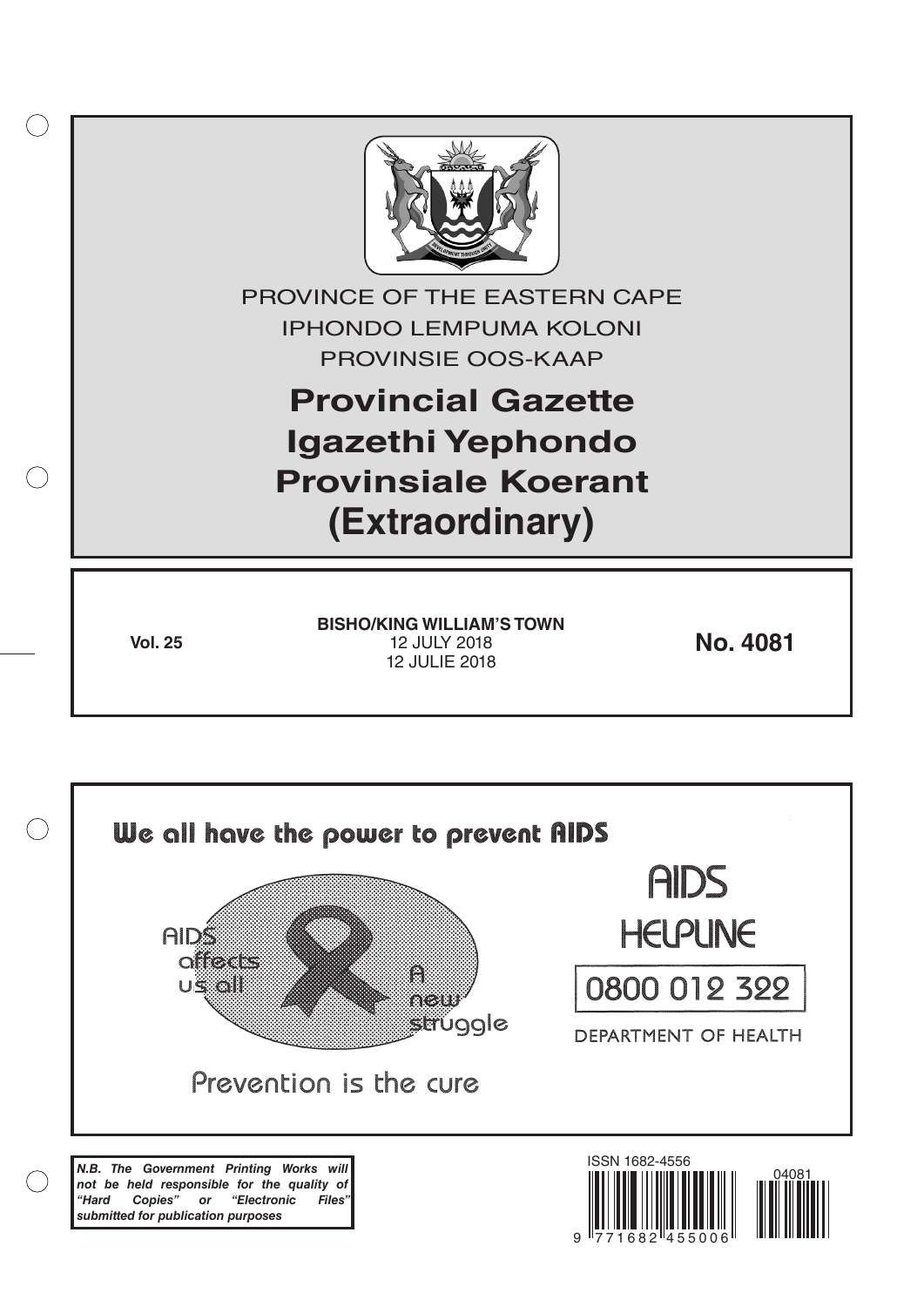PROVINCE OF THE EASTERN CAPE
IPHONDO LEMPUMA KOLONI
PROVINSIE OOS-KAAP

# Provincial Gazette
# Igazethi Yephondo
# Provinsiale Koerant
# (Extraordinary)

**Vol. 25**

**BISHO/KING WILLIAM'S TOWN**
12 JULY 2018
12 JULIE 2018

**No. 4081**

We all have the power to prevent AIDS

AIDS affects us all

A new struggle

Prevention is the cure

AIDS HELPLINE

0800 012 322

DEPARTMENT OF HEALTH

***N.B. The Government Printing Works will not be held responsible for the quality of "Hard Copies" or "Electronic Files" submitted for publication purposes***

ISSN 1682-4556

9 771682 455006

04081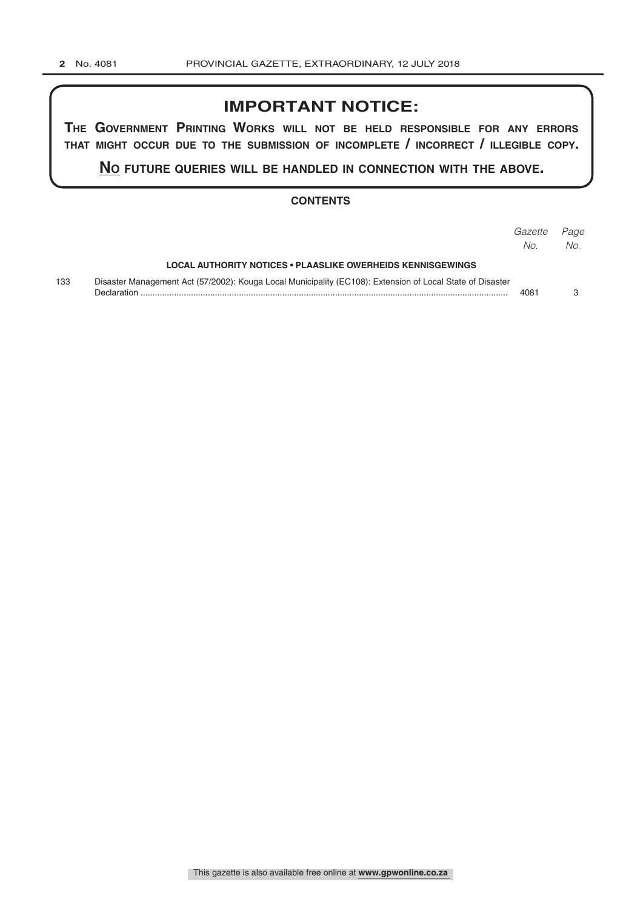# IMPORTANT NOTICE:

**THE GOVERNMENT PRINTING WORKS WILL NOT BE HELD RESPONSIBLE FOR ANY ERRORS THAT MIGHT OCCUR DUE TO THE SUBMISSION OF INCOMPLETE / INCORRECT / ILLEGIBLE COPY.**

**NO FUTURE QUERIES WILL BE HANDLED IN CONNECTION WITH THE ABOVE.**

## CONTENTS

| | | *Gazette No.* | *Page No.* |
|---|---|---|---|
| | **LOCAL AUTHORITY NOTICES • PLAASLIKE OWERHEIDS KENNISGEWINGS** | | |
| 133 | Disaster Management Act (57/2002): Kouga Local Municipality (EC108): Extension of Local State of Disaster Declaration | 4081 | 3 |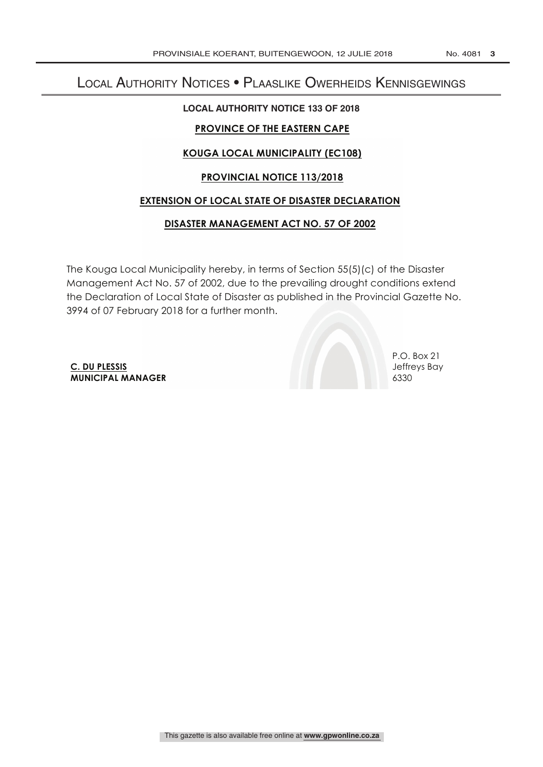# Local Authority Notices • Plaaslike Owerheids Kennisgewings

**LOCAL AUTHORITY NOTICE 133 OF 2018**

**PROVINCE OF THE EASTERN CAPE**

**KOUGA LOCAL MUNICIPALITY (EC108)**

**PROVINCIAL NOTICE 113/2018**

**EXTENSION OF LOCAL STATE OF DISASTER DECLARATION**

**DISASTER MANAGEMENT ACT NO. 57 OF 2002**

The Kouga Local Municipality hereby, in terms of Section 55(5)(c) of the Disaster Management Act No. 57 of 2002, due to the prevailing drought conditions extend the Declaration of Local State of Disaster as published in the Provincial Gazette No. 3994 of 07 February 2018 for a further month.

**C. DU PLESSIS**
**MUNICIPAL MANAGER**

P.O. Box 21
Jeffreys Bay
6330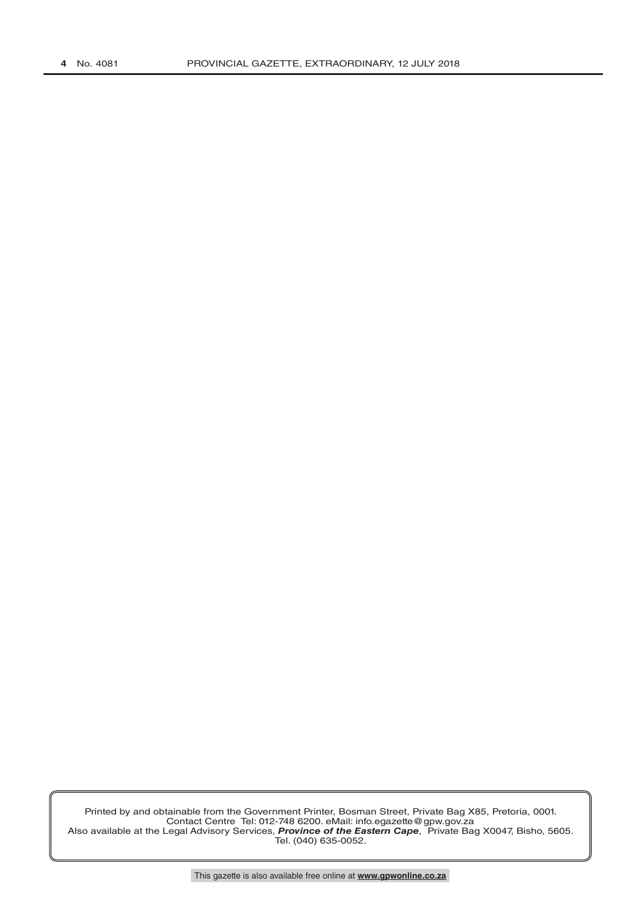Printed by and obtainable from the Government Printer, Bosman Street, Private Bag X85, Pretoria, 0001.
Contact Centre Tel: 012-748 6200. eMail: info.egazette@gpw.gov.za
Also available at the Legal Advisory Services, ***Province of the Eastern Cape***, Private Bag X0047, Bisho, 5605.
Tel. (040) 635-0052.

This gazette is also available free online at **www.gpwonline.co.za**